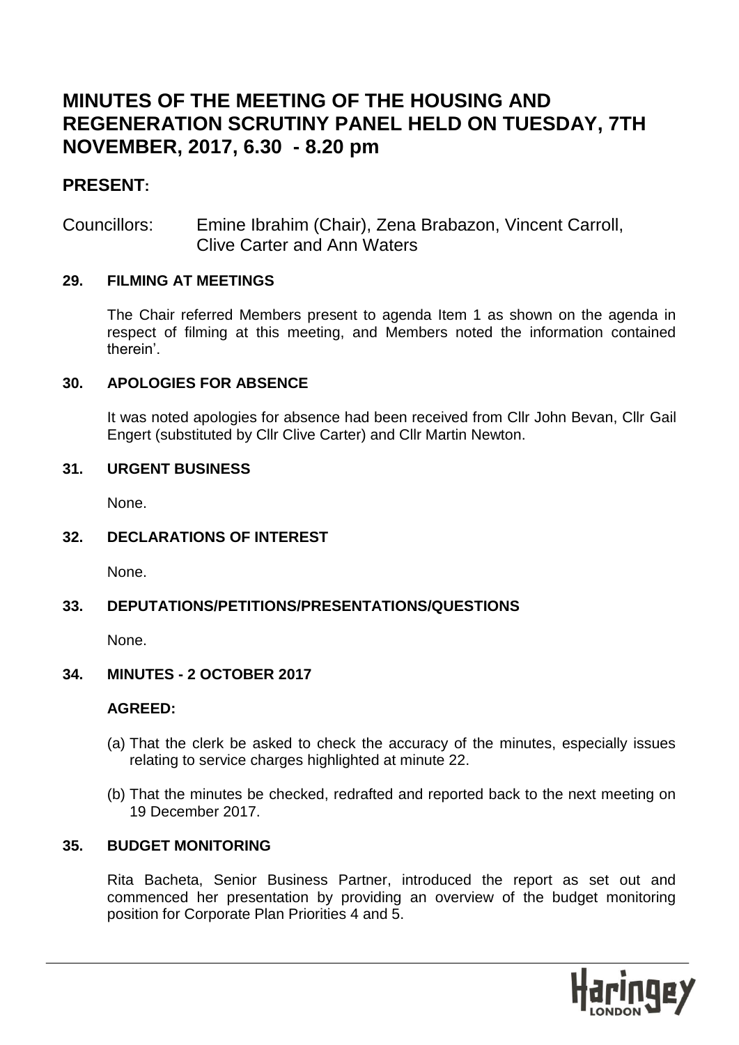# MINUTES OF THE MEETING OF THE HOUSING AND REGENERATION SCRUTINY PANEL HELD ON TUESDAY, 7TH NOVEMBER, 2017, 6.30 - 8.20 pm

## PRESENT:

Councillors: Emine Ibrahim (Chair), Zena Brabazon, Vincent Carroll, Clive Carter and Ann Waters

### 29. FILMING AT MEETINGS

The Chair referred Members present to agenda Item 1 as shown on the agenda in respect of filming at this meeting, and Members noted the information contained therein'.

### 30. APOLOGIES FOR ABSENCE

It was noted apologies for absence had been received from Cllr John Bevan, Cllr Gail Engert (substituted by Cllr Clive Carter) and Cllr Martin Newton.

### 31. URGENT BUSINESS

None.

### 32. DECLARATIONS OF INTEREST

None.

### 33. DEPUTATIONS/PETITIONS/PRESENTATIONS/QUESTIONS

None.

### 34. MINUTES - 2 OCTOBER 2017

**AGREED:**

(a) That the clerk be asked to check the accuracy of the minutes, especially issues relating to service charges highlighted at minute 22.

(b) That the minutes be checked, redrafted and reported back to the next meeting on 19 December 2017.

### 35. BUDGET MONITORING

Rita Bacheta, Senior Business Partner, introduced the report as set out and commenced her presentation by providing an overview of the budget monitoring position for Corporate Plan Priorities 4 and 5.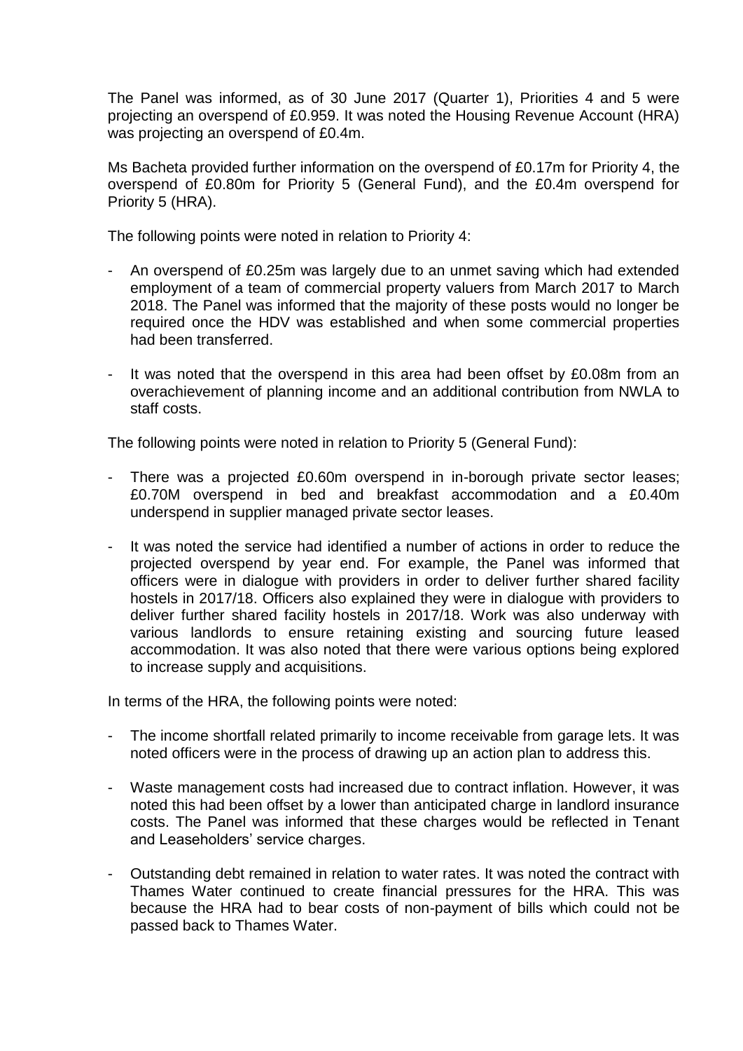The Panel was informed, as of 30 June 2017 (Quarter 1), Priorities 4 and 5 were projecting an overspend of £0.959. It was noted the Housing Revenue Account (HRA) was projecting an overspend of £0.4m.

Ms Bacheta provided further information on the overspend of £0.17m for Priority 4, the overspend of £0.80m for Priority 5 (General Fund), and the £0.4m overspend for Priority 5 (HRA).

The following points were noted in relation to Priority 4:

- An overspend of £0.25m was largely due to an unmet saving which had extended employment of a team of commercial property valuers from March 2017 to March 2018. The Panel was informed that the majority of these posts would no longer be required once the HDV was established and when some commercial properties had been transferred.
- It was noted that the overspend in this area had been offset by £0.08m from an overachievement of planning income and an additional contribution from NWLA to staff costs.

The following points were noted in relation to Priority 5 (General Fund):

- There was a projected £0.60m overspend in in-borough private sector leases; £0.70M overspend in bed and breakfast accommodation and a £0.40m underspend in supplier managed private sector leases.
- It was noted the service had identified a number of actions in order to reduce the projected overspend by year end. For example, the Panel was informed that officers were in dialogue with providers in order to deliver further shared facility hostels in 2017/18. Officers also explained they were in dialogue with providers to deliver further shared facility hostels in 2017/18. Work was also underway with various landlords to ensure retaining existing and sourcing future leased accommodation. It was also noted that there were various options being explored to increase supply and acquisitions.

In terms of the HRA, the following points were noted:

- The income shortfall related primarily to income receivable from garage lets. It was noted officers were in the process of drawing up an action plan to address this.
- Waste management costs had increased due to contract inflation. However, it was noted this had been offset by a lower than anticipated charge in landlord insurance costs. The Panel was informed that these charges would be reflected in Tenant and Leaseholders' service charges.
- Outstanding debt remained in relation to water rates. It was noted the contract with Thames Water continued to create financial pressures for the HRA. This was because the HRA had to bear costs of non-payment of bills which could not be passed back to Thames Water.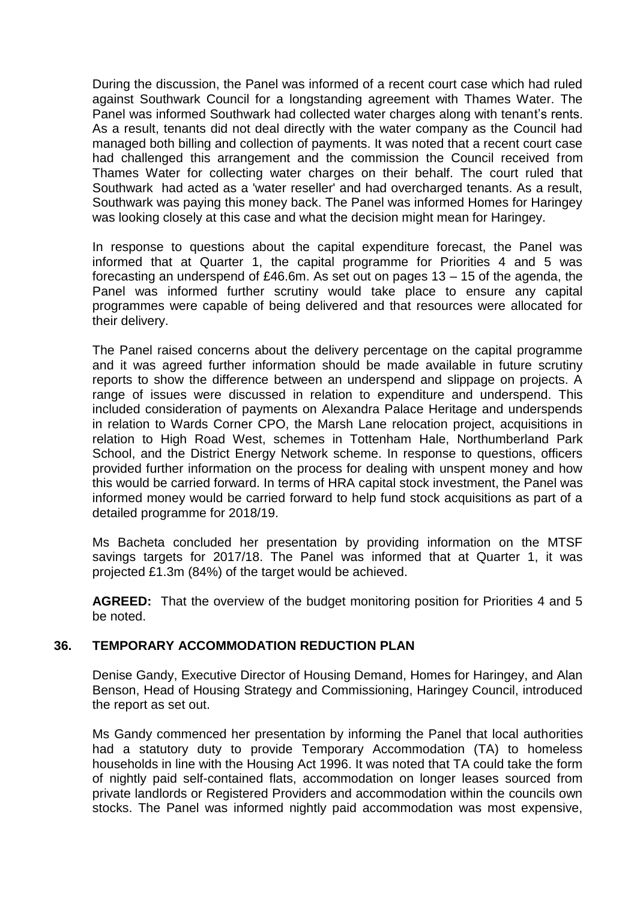During the discussion, the Panel was informed of a recent court case which had ruled against Southwark Council for a longstanding agreement with Thames Water. The Panel was informed Southwark had collected water charges along with tenant's rents. As a result, tenants did not deal directly with the water company as the Council had managed both billing and collection of payments. It was noted that a recent court case had challenged this arrangement and the commission the Council received from Thames Water for collecting water charges on their behalf. The court ruled that Southwark had acted as a 'water reseller' and had overcharged tenants. As a result, Southwark was paying this money back. The Panel was informed Homes for Haringey was looking closely at this case and what the decision might mean for Haringey.

In response to questions about the capital expenditure forecast, the Panel was informed that at Quarter 1, the capital programme for Priorities 4 and 5 was forecasting an underspend of £46.6m. As set out on pages 13 – 15 of the agenda, the Panel was informed further scrutiny would take place to ensure any capital programmes were capable of being delivered and that resources were allocated for their delivery.

The Panel raised concerns about the delivery percentage on the capital programme and it was agreed further information should be made available in future scrutiny reports to show the difference between an underspend and slippage on projects. A range of issues were discussed in relation to expenditure and underspend. This included consideration of payments on Alexandra Palace Heritage and underspends in relation to Wards Corner CPO, the Marsh Lane relocation project, acquisitions in relation to High Road West, schemes in Tottenham Hale, Northumberland Park School, and the District Energy Network scheme. In response to questions, officers provided further information on the process for dealing with unspent money and how this would be carried forward. In terms of HRA capital stock investment, the Panel was informed money would be carried forward to help fund stock acquisitions as part of a detailed programme for 2018/19.

Ms Bacheta concluded her presentation by providing information on the MTSF savings targets for 2017/18. The Panel was informed that at Quarter 1, it was projected £1.3m (84%) of the target would be achieved.

**AGREED:** That the overview of the budget monitoring position for Priorities 4 and 5 be noted.

## 36. TEMPORARY ACCOMMODATION REDUCTION PLAN

Denise Gandy, Executive Director of Housing Demand, Homes for Haringey, and Alan Benson, Head of Housing Strategy and Commissioning, Haringey Council, introduced the report as set out.

Ms Gandy commenced her presentation by informing the Panel that local authorities had a statutory duty to provide Temporary Accommodation (TA) to homeless households in line with the Housing Act 1996. It was noted that TA could take the form of nightly paid self-contained flats, accommodation on longer leases sourced from private landlords or Registered Providers and accommodation within the councils own stocks. The Panel was informed nightly paid accommodation was most expensive,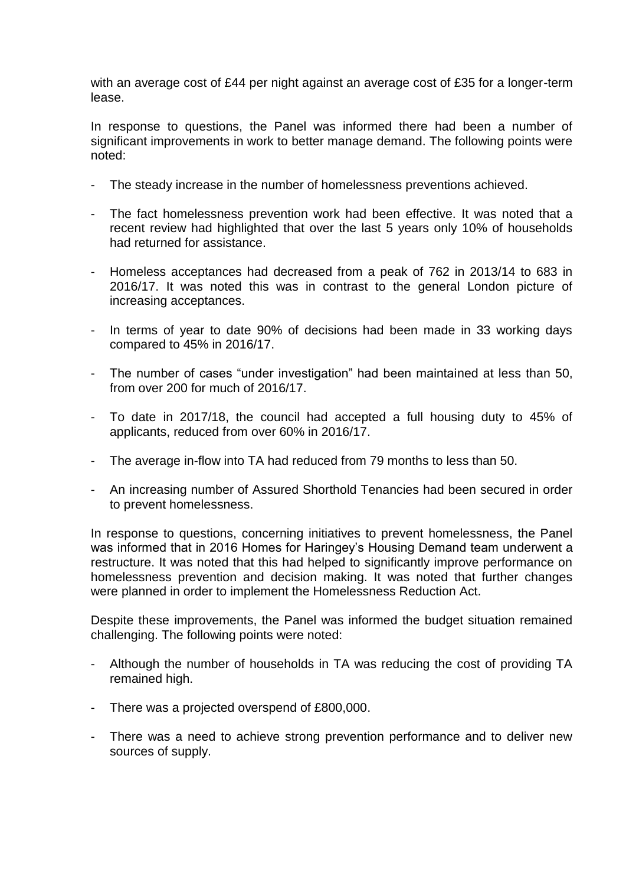with an average cost of £44 per night against an average cost of £35 for a longer-term lease.

In response to questions, the Panel was informed there had been a number of significant improvements in work to better manage demand. The following points were noted:

- The steady increase in the number of homelessness preventions achieved.

- The fact homelessness prevention work had been effective. It was noted that a recent review had highlighted that over the last 5 years only 10% of households had returned for assistance.

- Homeless acceptances had decreased from a peak of 762 in 2013/14 to 683 in 2016/17. It was noted this was in contrast to the general London picture of increasing acceptances.

- In terms of year to date 90% of decisions had been made in 33 working days compared to 45% in 2016/17.

- The number of cases "under investigation" had been maintained at less than 50, from over 200 for much of 2016/17.

- To date in 2017/18, the council had accepted a full housing duty to 45% of applicants, reduced from over 60% in 2016/17.

- The average in-flow into TA had reduced from 79 months to less than 50.

- An increasing number of Assured Shorthold Tenancies had been secured in order to prevent homelessness.

In response to questions, concerning initiatives to prevent homelessness, the Panel was informed that in 2016 Homes for Haringey's Housing Demand team underwent a restructure. It was noted that this had helped to significantly improve performance on homelessness prevention and decision making. It was noted that further changes were planned in order to implement the Homelessness Reduction Act.

Despite these improvements, the Panel was informed the budget situation remained challenging. The following points were noted:

- Although the number of households in TA was reducing the cost of providing TA remained high.

- There was a projected overspend of £800,000.

- There was a need to achieve strong prevention performance and to deliver new sources of supply.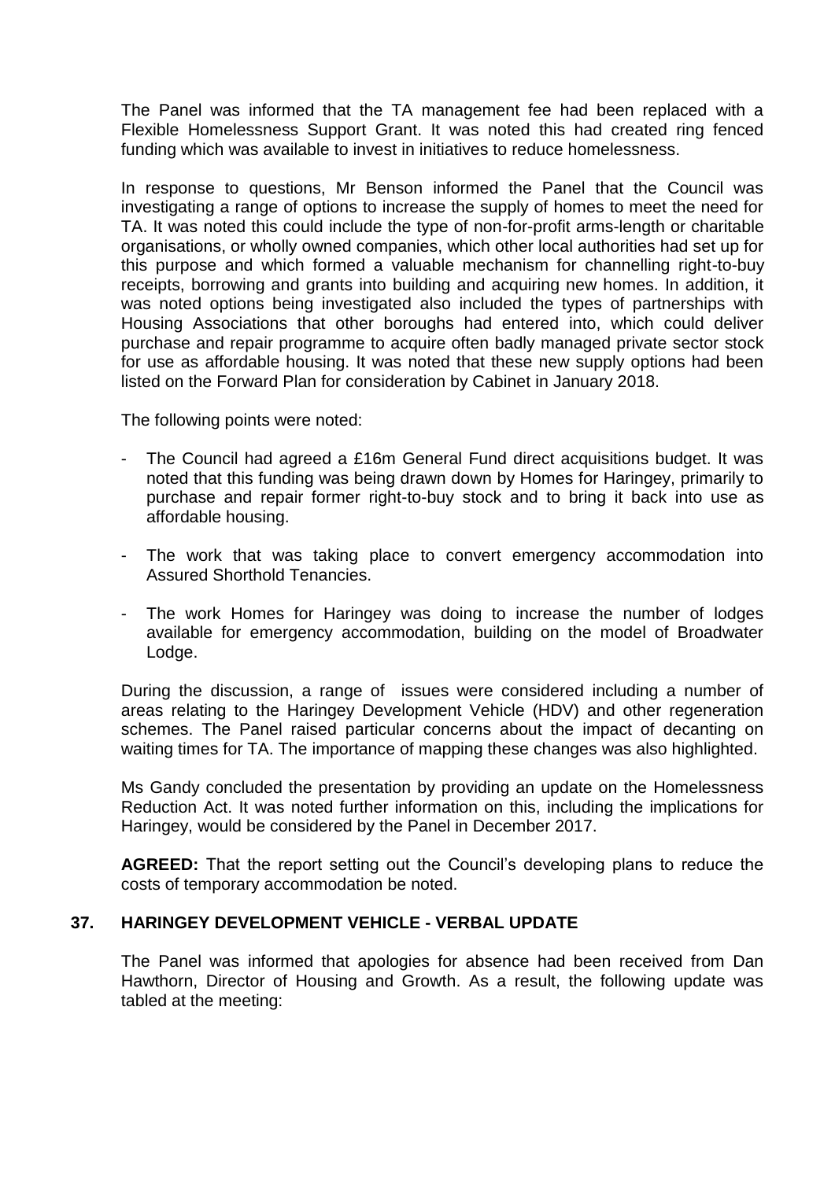The Panel was informed that the TA management fee had been replaced with a Flexible Homelessness Support Grant. It was noted this had created ring fenced funding which was available to invest in initiatives to reduce homelessness.

In response to questions, Mr Benson informed the Panel that the Council was investigating a range of options to increase the supply of homes to meet the need for TA. It was noted this could include the type of non-for-profit arms-length or charitable organisations, or wholly owned companies, which other local authorities had set up for this purpose and which formed a valuable mechanism for channelling right-to-buy receipts, borrowing and grants into building and acquiring new homes. In addition, it was noted options being investigated also included the types of partnerships with Housing Associations that other boroughs had entered into, which could deliver purchase and repair programme to acquire often badly managed private sector stock for use as affordable housing. It was noted that these new supply options had been listed on the Forward Plan for consideration by Cabinet in January 2018.

The following points were noted:

- The Council had agreed a £16m General Fund direct acquisitions budget. It was noted that this funding was being drawn down by Homes for Haringey, primarily to purchase and repair former right-to-buy stock and to bring it back into use as affordable housing.

- The work that was taking place to convert emergency accommodation into Assured Shorthold Tenancies.

- The work Homes for Haringey was doing to increase the number of lodges available for emergency accommodation, building on the model of Broadwater Lodge.

During the discussion, a range of issues were considered including a number of areas relating to the Haringey Development Vehicle (HDV) and other regeneration schemes. The Panel raised particular concerns about the impact of decanting on waiting times for TA. The importance of mapping these changes was also highlighted.

Ms Gandy concluded the presentation by providing an update on the Homelessness Reduction Act. It was noted further information on this, including the implications for Haringey, would be considered by the Panel in December 2017.

**AGREED:** That the report setting out the Council's developing plans to reduce the costs of temporary accommodation be noted.

### 37. HARINGEY DEVELOPMENT VEHICLE - VERBAL UPDATE

The Panel was informed that apologies for absence had been received from Dan Hawthorn, Director of Housing and Growth. As a result, the following update was tabled at the meeting: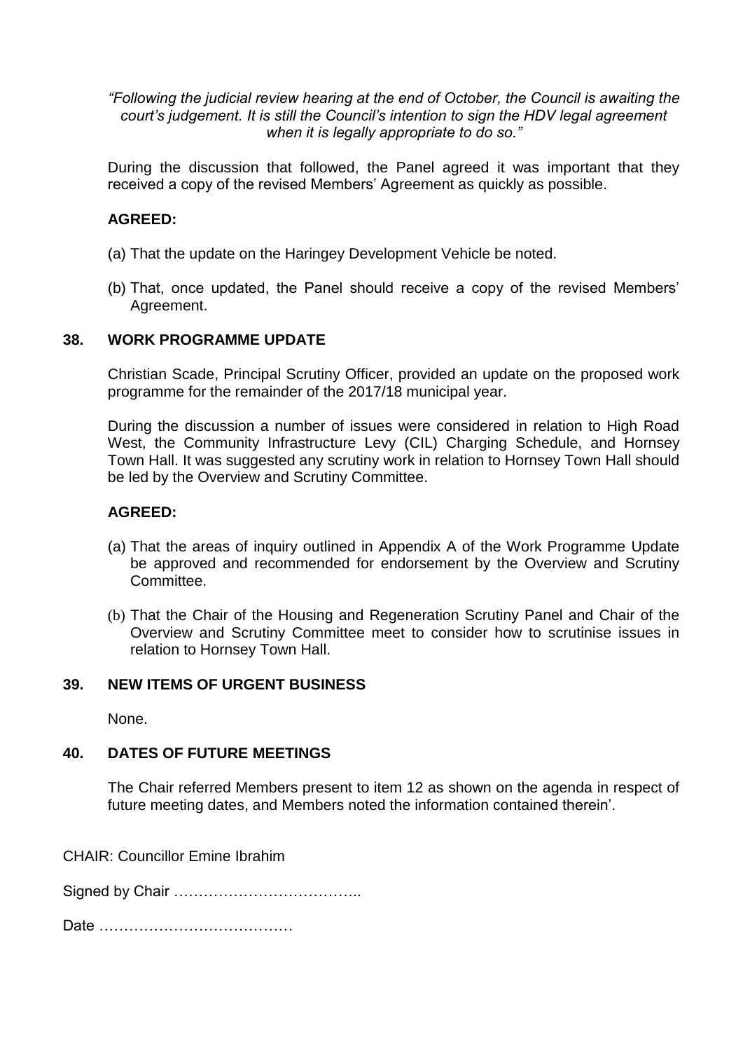*"Following the judicial review hearing at the end of October, the Council is awaiting the court's judgement. It is still the Council's intention to sign the HDV legal agreement when it is legally appropriate to do so."*

During the discussion that followed, the Panel agreed it was important that they received a copy of the revised Members' Agreement as quickly as possible.

**AGREED:**

(a) That the update on the Haringey Development Vehicle be noted.

(b) That, once updated, the Panel should receive a copy of the revised Members' Agreement.

## 38. WORK PROGRAMME UPDATE

Christian Scade, Principal Scrutiny Officer, provided an update on the proposed work programme for the remainder of the 2017/18 municipal year.

During the discussion a number of issues were considered in relation to High Road West, the Community Infrastructure Levy (CIL) Charging Schedule, and Hornsey Town Hall. It was suggested any scrutiny work in relation to Hornsey Town Hall should be led by the Overview and Scrutiny Committee.

**AGREED:**

(a) That the areas of inquiry outlined in Appendix A of the Work Programme Update be approved and recommended for endorsement by the Overview and Scrutiny Committee.

(b) That the Chair of the Housing and Regeneration Scrutiny Panel and Chair of the Overview and Scrutiny Committee meet to consider how to scrutinise issues in relation to Hornsey Town Hall.

## 39. NEW ITEMS OF URGENT BUSINESS

None.

## 40. DATES OF FUTURE MEETINGS

The Chair referred Members present to item 12 as shown on the agenda in respect of future meeting dates, and Members noted the information contained therein'.

CHAIR: Councillor Emine Ibrahim

Signed by Chair ………………………………..

Date …………………………………